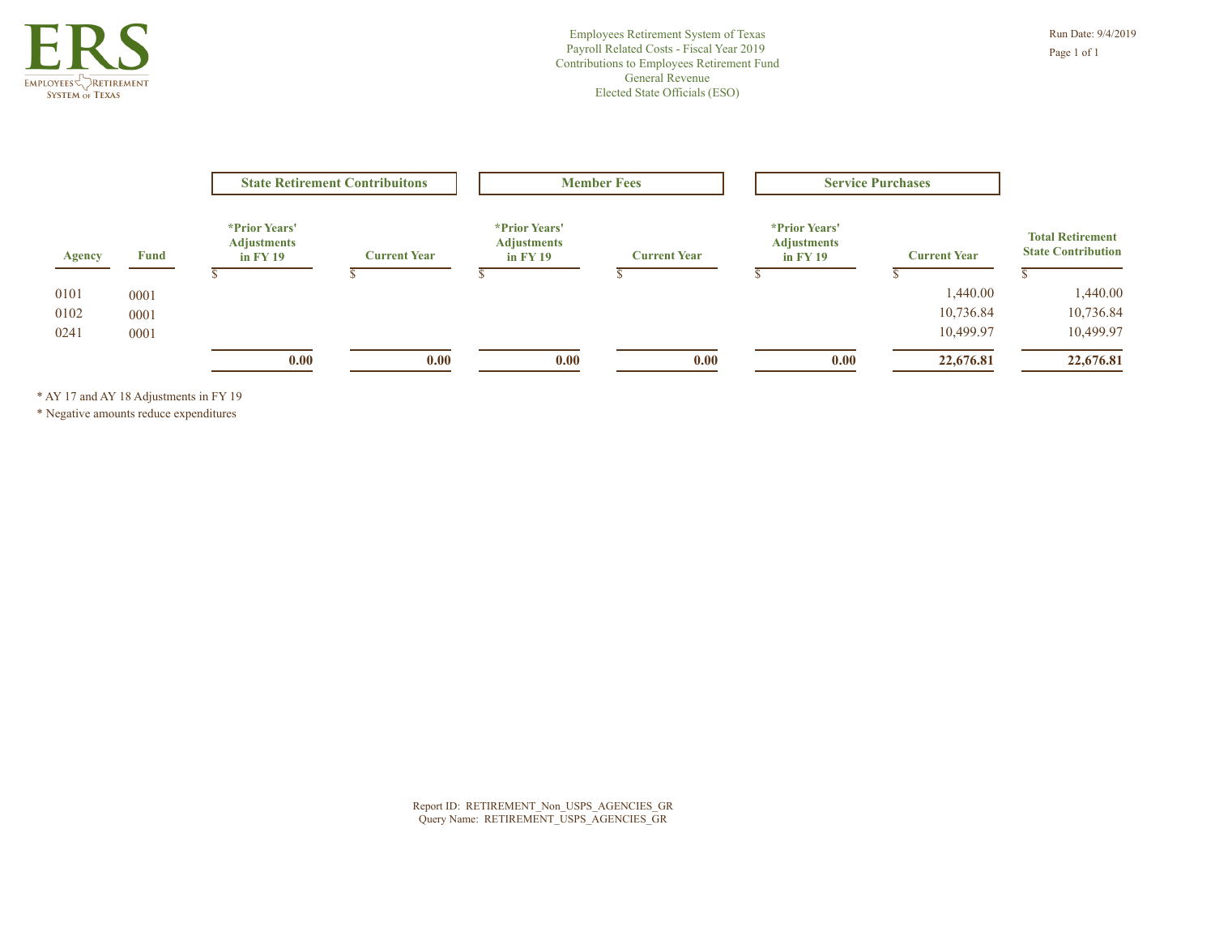Employees Retirement System of Texas
Payroll Related Costs - Fiscal Year 2019
Contributions to Employees Retirement Fund
General Revenue
Elected State Officials (ESO)

Run Date: 9/4/2019

| | | State Retirement Contribuitons | | Member Fees | | Service Purchases | | |
|---|---|---|---|---|---|---|---|---|
| Agency | Fund | *Prior Years' Adjustments in FY 19 | Current Year | *Prior Years' Adjustments in FY 19 | Current Year | *Prior Years' Adjustments in FY 19 | Current Year | Total Retirement State Contribution |
| | | $ | $ | $ | $ | $ | $ | $ |
| 0101 | 0001 | | | | | | 1,440.00 | 1,440.00 |
| 0102 | 0001 | | | | | | 10,736.84 | 10,736.84 |
| 0241 | 0001 | | | | | | 10,499.97 | 10,499.97 |
| | | **0.00** | **0.00** | **0.00** | **0.00** | **0.00** | **22,676.81** | **22,676.81** |

* AY 17 and AY 18 Adjustments in FY 19
* Negative amounts reduce expenditures

Report ID: RETIREMENT_Non_USPS_AGENCIES_GR
Query Name: RETIREMENT_USPS_AGENCIES_GR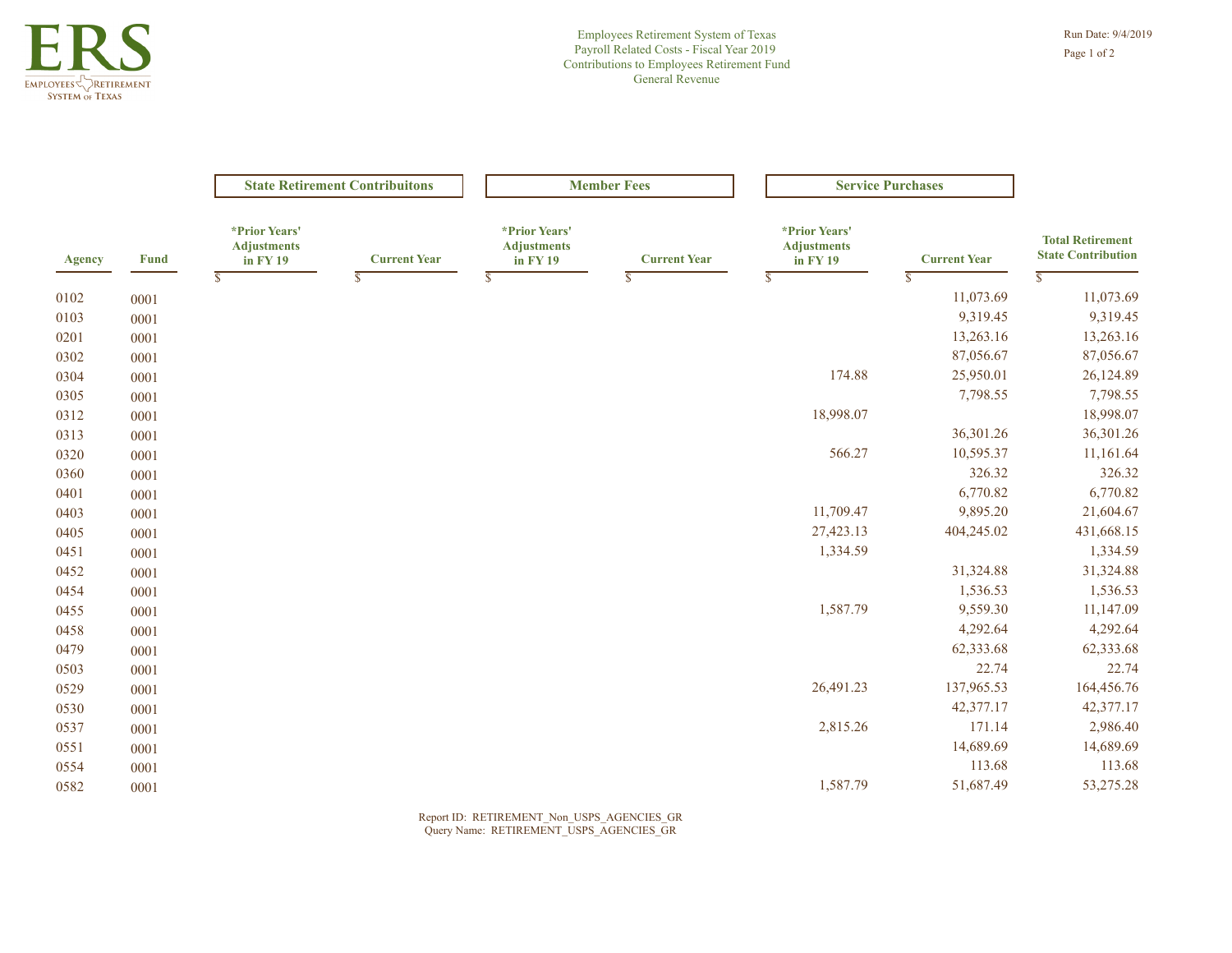Employees Retirement System of Texas
Payroll Related Costs - Fiscal Year 2019
Contributions to Employees Retirement Fund
General Revenue

Run Date: 9/4/2019

| Agency | Fund | State Retirement Contribuitons | | Member Fees | | Service Purchases | | Total Retirement State Contribution |
|---|---|---|---|---|---|---|---|---|
| | | *Prior Years' Adjustments in FY 19 | Current Year | *Prior Years' Adjustments in FY 19 | Current Year | *Prior Years' Adjustments in FY 19 | Current Year | |
| | | $ | $ | $ | $ | $ | $ | $ |
| 0102 | 0001 | | | | | | 11,073.69 | 11,073.69 |
| 0103 | 0001 | | | | | | 9,319.45 | 9,319.45 |
| 0201 | 0001 | | | | | | 13,263.16 | 13,263.16 |
| 0302 | 0001 | | | | | | 87,056.67 | 87,056.67 |
| 0304 | 0001 | | | | | 174.88 | 25,950.01 | 26,124.89 |
| 0305 | 0001 | | | | | | 7,798.55 | 7,798.55 |
| 0312 | 0001 | | | | | 18,998.07 | | 18,998.07 |
| 0313 | 0001 | | | | | | 36,301.26 | 36,301.26 |
| 0320 | 0001 | | | | | 566.27 | 10,595.37 | 11,161.64 |
| 0360 | 0001 | | | | | | 326.32 | 326.32 |
| 0401 | 0001 | | | | | | 6,770.82 | 6,770.82 |
| 0403 | 0001 | | | | | 11,709.47 | 9,895.20 | 21,604.67 |
| 0405 | 0001 | | | | | 27,423.13 | 404,245.02 | 431,668.15 |
| 0451 | 0001 | | | | | 1,334.59 | | 1,334.59 |
| 0452 | 0001 | | | | | | 31,324.88 | 31,324.88 |
| 0454 | 0001 | | | | | | 1,536.53 | 1,536.53 |
| 0455 | 0001 | | | | | 1,587.79 | 9,559.30 | 11,147.09 |
| 0458 | 0001 | | | | | | 4,292.64 | 4,292.64 |
| 0479 | 0001 | | | | | | 62,333.68 | 62,333.68 |
| 0503 | 0001 | | | | | | 22.74 | 22.74 |
| 0529 | 0001 | | | | | 26,491.23 | 137,965.53 | 164,456.76 |
| 0530 | 0001 | | | | | | 42,377.17 | 42,377.17 |
| 0537 | 0001 | | | | | 2,815.26 | 171.14 | 2,986.40 |
| 0551 | 0001 | | | | | | 14,689.69 | 14,689.69 |
| 0554 | 0001 | | | | | | 113.68 | 113.68 |
| 0582 | 0001 | | | | | 1,587.79 | 51,687.49 | 53,275.28 |

Report ID: RETIREMENT_Non_USPS_AGENCIES_GR
Query Name: RETIREMENT_USPS_AGENCIES_GR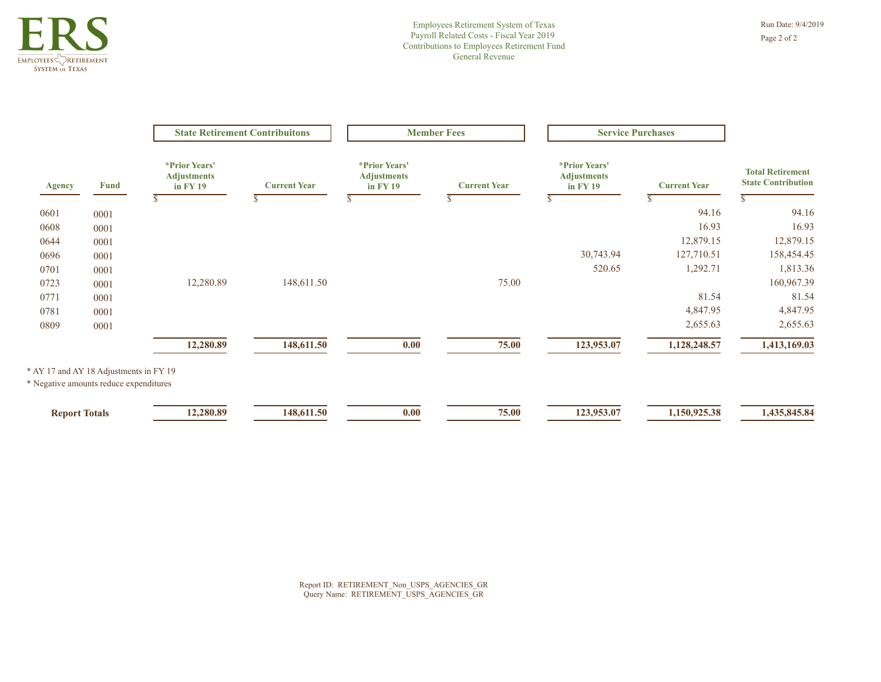Employees Retirement System of Texas
Payroll Related Costs - Fiscal Year 2019
Contributions to Employees Retirement Fund
General Revenue

Run Date: 9/4/2019

| | | State Retirement Contribuitons | | Member Fees | | Service Purchases | | |
|---|---|---|---|---|---|---|---|---|
| **Agency** | **Fund** | **\*Prior Years' Adjustments in FY 19** | **Current Year** | **\*Prior Years' Adjustments in FY 19** | **Current Year** | **\*Prior Years' Adjustments in FY 19** | **Current Year** | **Total Retirement State Contribution** |
| | | $ | $ | $ | $ | $ | $ | $ |
| 0601 | 0001 | | | | | | 94.16 | 94.16 |
| 0608 | 0001 | | | | | | 16.93 | 16.93 |
| 0644 | 0001 | | | | | | 12,879.15 | 12,879.15 |
| 0696 | 0001 | | | | | 30,743.94 | 127,710.51 | 158,454.45 |
| 0701 | 0001 | | | | | 520.65 | 1,292.71 | 1,813.36 |
| 0723 | 0001 | 12,280.89 | 148,611.50 | | 75.00 | | | 160,967.39 |
| 0771 | 0001 | | | | | | 81.54 | 81.54 |
| 0781 | 0001 | | | | | | 4,847.95 | 4,847.95 |
| 0809 | 0001 | | | | | | 2,655.63 | 2,655.63 |
| | | **12,280.89** | **148,611.50** | **0.00** | **75.00** | **123,953.07** | **1,128,248.57** | **1,413,169.03** |

\* AY 17 and AY 18 Adjustments in FY 19

\* Negative amounts reduce expenditures

| | | | | | | | |
|---|---|---|---|---|---|---|---|
| **Report Totals** | **12,280.89** | **148,611.50** | **0.00** | **75.00** | **123,953.07** | **1,150,925.38** | **1,435,845.84** |

Report ID: RETIREMENT_Non_USPS_AGENCIES_GR
Query Name: RETIREMENT_USPS_AGENCIES_GR